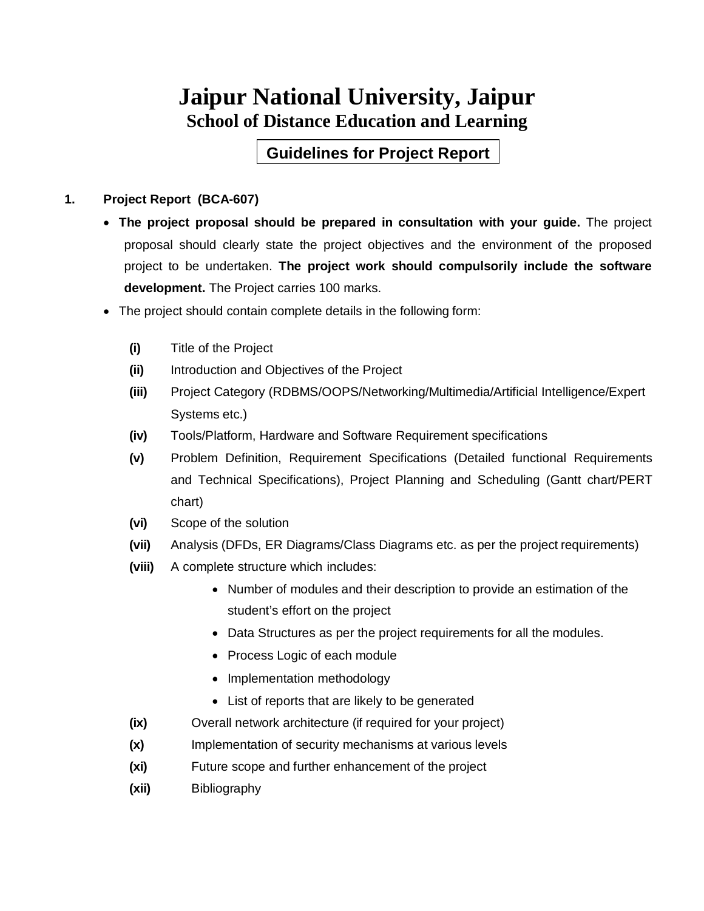# Jaipur National University, Jaipur

## School of Distance Education and Learning

### Guidelines for Project Report

**1. Project Report (BCA-607)**

- **The project proposal should be prepared in consultation with your guide.** The project proposal should clearly state the project objectives and the environment of the proposed project to be undertaken. **The project work should compulsorily include the software development.** The Project carries 100 marks.
- The project should contain complete details in the following form:

  **(i)** Title of the Project

  **(ii)** Introduction and Objectives of the Project

  **(iii)** Project Category (RDBMS/OOPS/Networking/Multimedia/Artificial Intelligence/Expert Systems etc.)

  **(iv)** Tools/Platform, Hardware and Software Requirement specifications

  **(v)** Problem Definition, Requirement Specifications (Detailed functional Requirements and Technical Specifications), Project Planning and Scheduling (Gantt chart/PERT chart)

  **(vi)** Scope of the solution

  **(vii)** Analysis (DFDs, ER Diagrams/Class Diagrams etc. as per the project requirements)

  **(viii)** A complete structure which includes:

  - Number of modules and their description to provide an estimation of the student's effort on the project
  - Data Structures as per the project requirements for all the modules.
  - Process Logic of each module
  - Implementation methodology
  - List of reports that are likely to be generated

  **(ix)** Overall network architecture (if required for your project)

  **(x)** Implementation of security mechanisms at various levels

  **(xi)** Future scope and further enhancement of the project

  **(xii)** Bibliography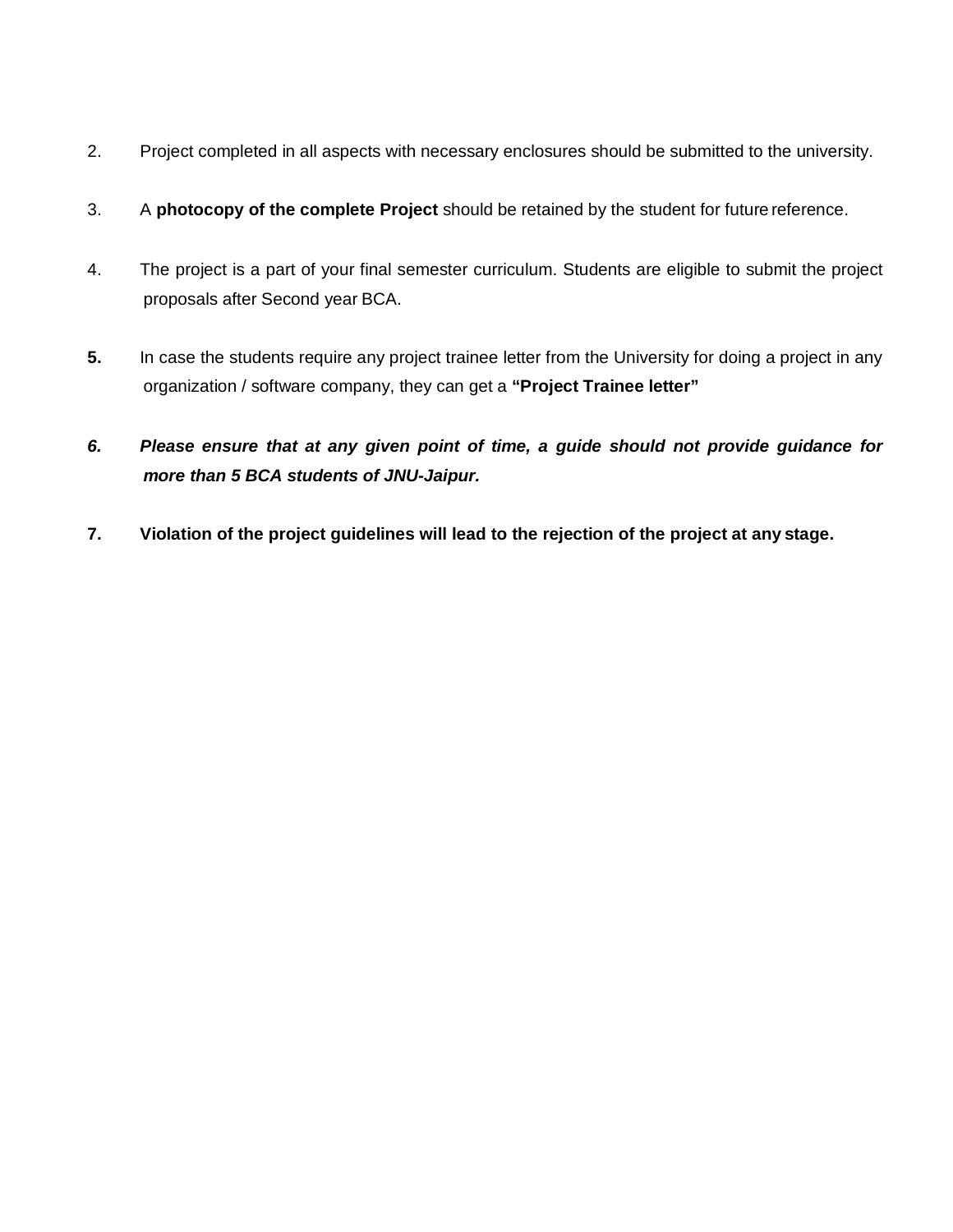2. Project completed in all aspects with necessary enclosures should be submitted to the university.

3. A **photocopy of the complete Project** should be retained by the student for future reference.

4. The project is a part of your final semester curriculum. Students are eligible to submit the project proposals after Second year BCA.

**5.** In case the students require any project trainee letter from the University for doing a project in any organization / software company, they can get a **"Project Trainee letter"**

***6. Please ensure that at any given point of time, a guide should not provide guidance for more than 5 BCA students of JNU-Jaipur.***

**7. Violation of the project guidelines will lead to the rejection of the project at any stage.**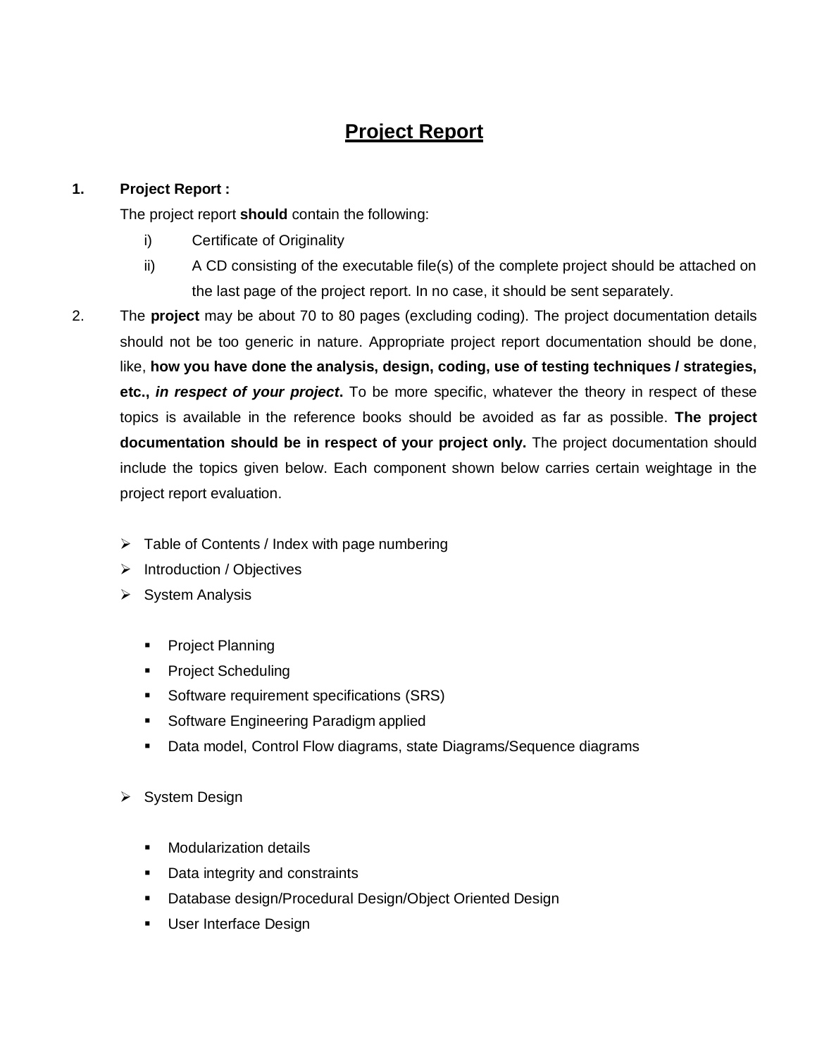# Project Report

1. **Project Report :**

   The project report **should** contain the following:

   i) Certificate of Originality

   ii) A CD consisting of the executable file(s) of the complete project should be attached on the last page of the project report. In no case, it should be sent separately.

2. The **project** may be about 70 to 80 pages (excluding coding). The project documentation details should not be too generic in nature. Appropriate project report documentation should be done, like, **how you have done the analysis, design, coding, use of testing techniques / strategies, etc., *in respect of your project*.** To be more specific, whatever the theory in respect of these topics is available in the reference books should be avoided as far as possible. **The project documentation should be in respect of your project only.** The project documentation should include the topics given below. Each component shown below carries certain weightage in the project report evaluation.

   - Table of Contents / Index with page numbering
   - Introduction / Objectives
   - System Analysis
     - Project Planning
     - Project Scheduling
     - Software requirement specifications (SRS)
     - Software Engineering Paradigm applied
     - Data model, Control Flow diagrams, state Diagrams/Sequence diagrams
   - System Design
     - Modularization details
     - Data integrity and constraints
     - Database design/Procedural Design/Object Oriented Design
     - User Interface Design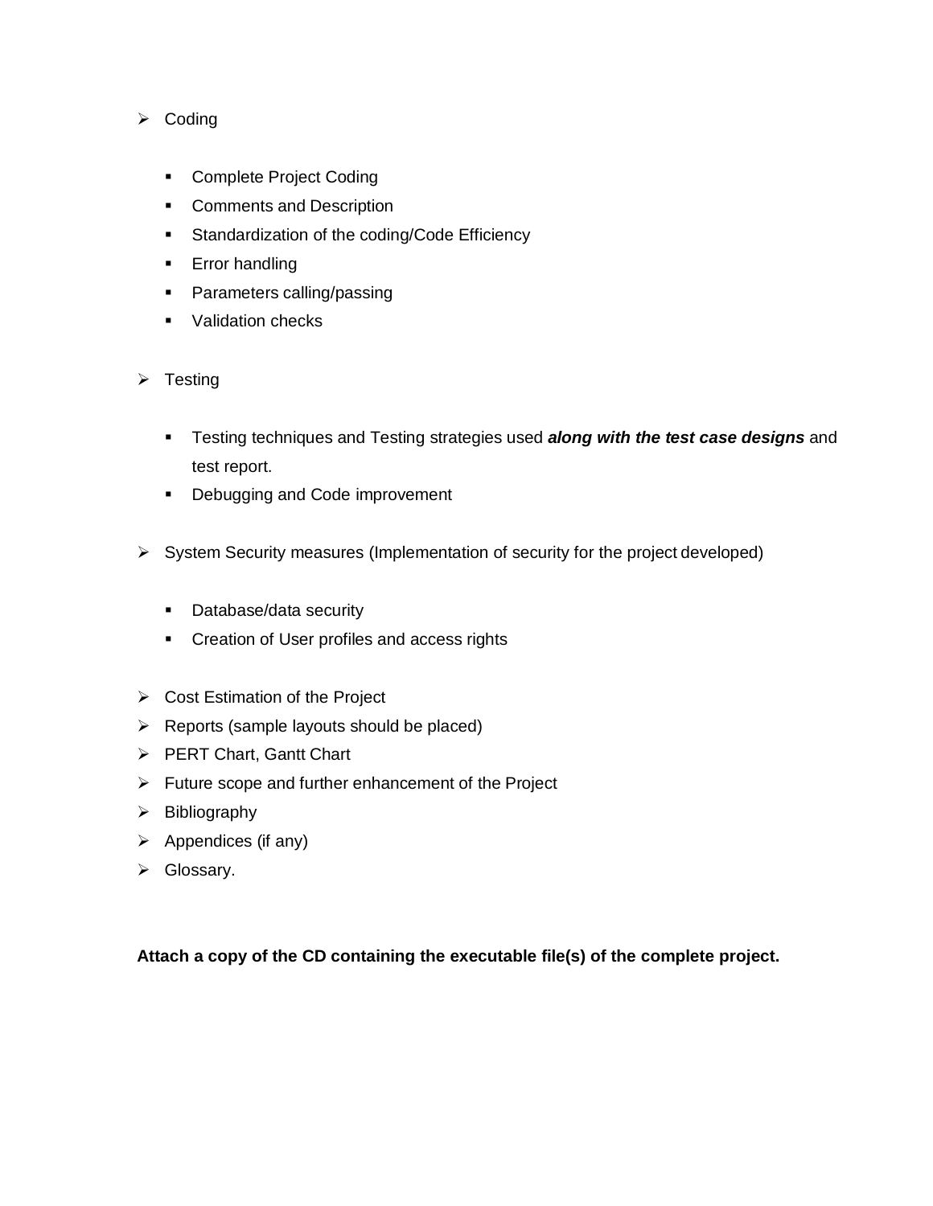- Coding

  - Complete Project Coding
  - Comments and Description
  - Standardization of the coding/Code Efficiency
  - Error handling
  - Parameters calling/passing
  - Validation checks

- Testing

  - Testing techniques and Testing strategies used ***along with the test case designs*** and test report.
  - Debugging and Code improvement

- System Security measures (Implementation of security for the project developed)

  - Database/data security
  - Creation of User profiles and access rights

- Cost Estimation of the Project
- Reports (sample layouts should be placed)
- PERT Chart, Gantt Chart
- Future scope and further enhancement of the Project
- Bibliography
- Appendices (if any)
- Glossary.

**Attach a copy of the CD containing the executable file(s) of the complete project.**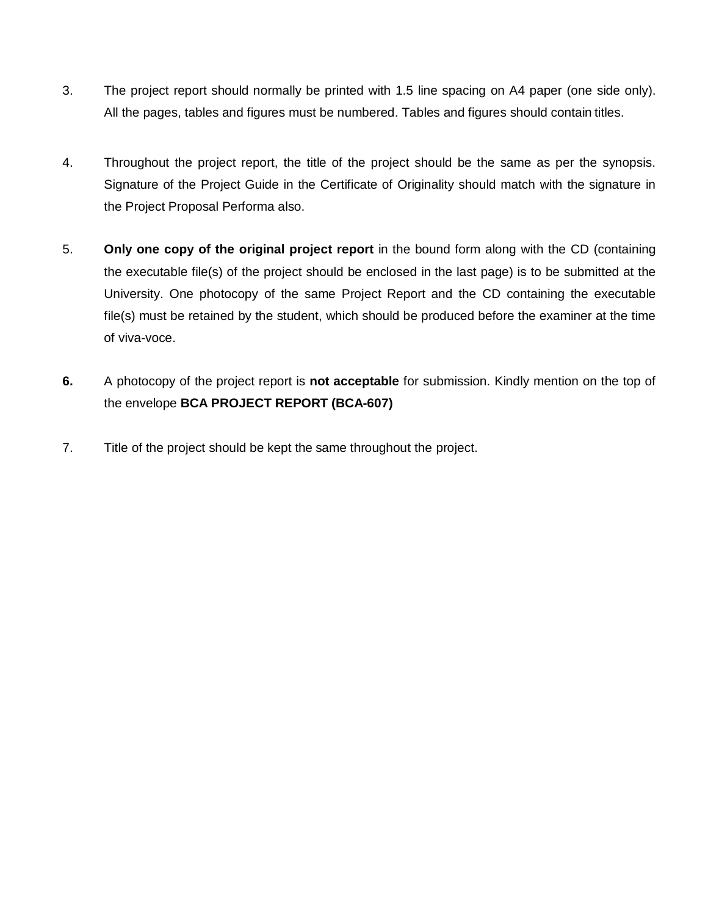3. The project report should normally be printed with 1.5 line spacing on A4 paper (one side only). All the pages, tables and figures must be numbered. Tables and figures should contain titles.

4. Throughout the project report, the title of the project should be the same as per the synopsis. Signature of the Project Guide in the Certificate of Originality should match with the signature in the Project Proposal Performa also.

5. **Only one copy of the original project report** in the bound form along with the CD (containing the executable file(s) of the project should be enclosed in the last page) is to be submitted at the University. One photocopy of the same Project Report and the CD containing the executable file(s) must be retained by the student, which should be produced before the examiner at the time of viva-voce.

**6.** A photocopy of the project report is **not acceptable** for submission. Kindly mention on the top of the envelope **BCA PROJECT REPORT (BCA-607)**

7. Title of the project should be kept the same throughout the project.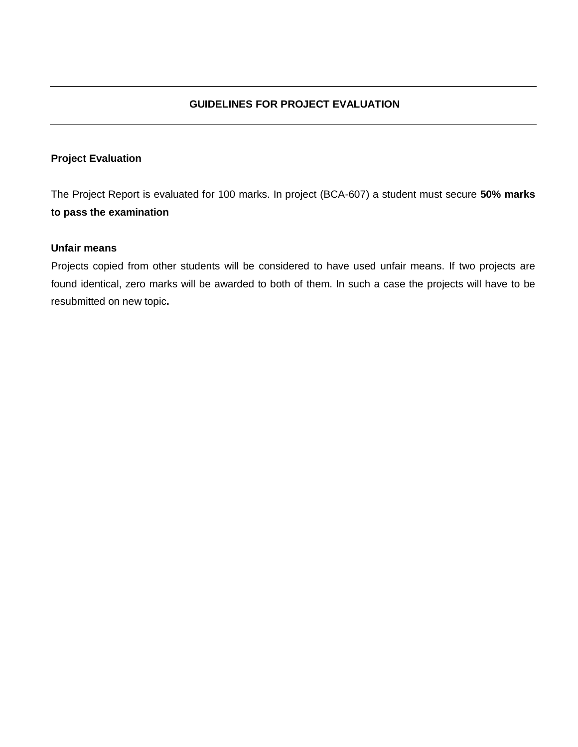## GUIDELINES FOR PROJECT EVALUATION

### Project Evaluation

The Project Report is evaluated for 100 marks. In project (BCA-607) a student must secure **50% marks to pass the examination**

### Unfair means

Projects copied from other students will be considered to have used unfair means. If two projects are found identical, zero marks will be awarded to both of them. In such a case the projects will have to be resubmitted on new topic**.**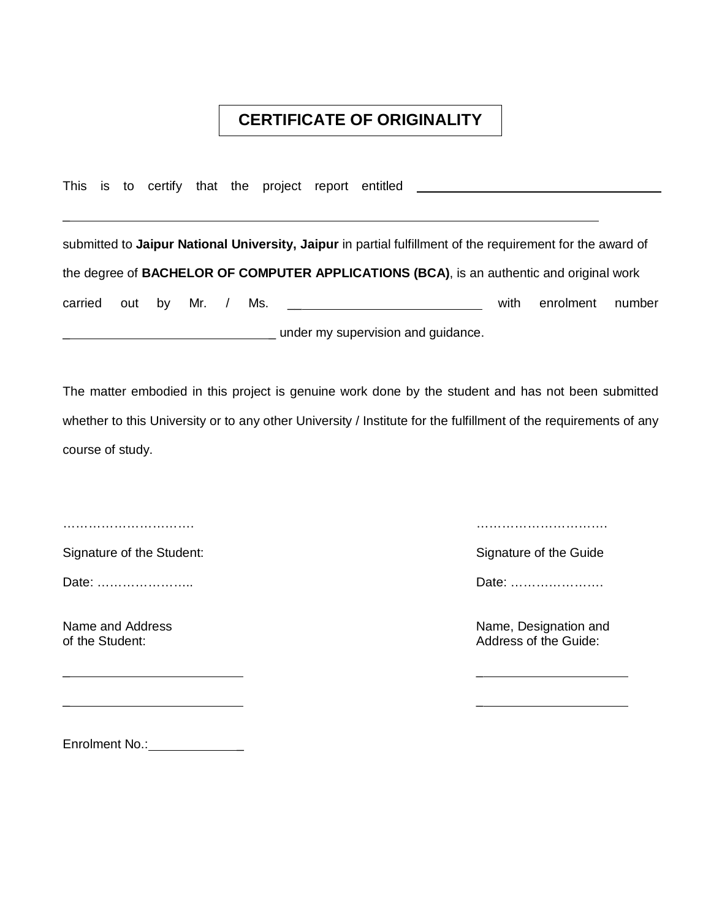# CERTIFICATE OF ORIGINALITY

This is to certify that the project report entitled ____________________________________

________________________________________________________________________________

submitted to **Jaipur National University, Jaipur** in partial fulfillment of the requirement for the award of the degree of **BACHELOR OF COMPUTER APPLICATIONS (BCA)**, is an authentic and original work carried out by Mr. / Ms. ____________________________ with enrolment number ______________________________ under my supervision and guidance.

The matter embodied in this project is genuine work done by the student and has not been submitted whether to this University or to any other University / Institute for the fulfillment of the requirements of any course of study.

………………………….

Signature of the Student:

Date: …………………..

Name and Address
of the Student:

__________________________

__________________________

Enrolment No.:_____________

………………………….

Signature of the Guide

Date: ………………….

Name, Designation and
Address of the Guide:

______________________

______________________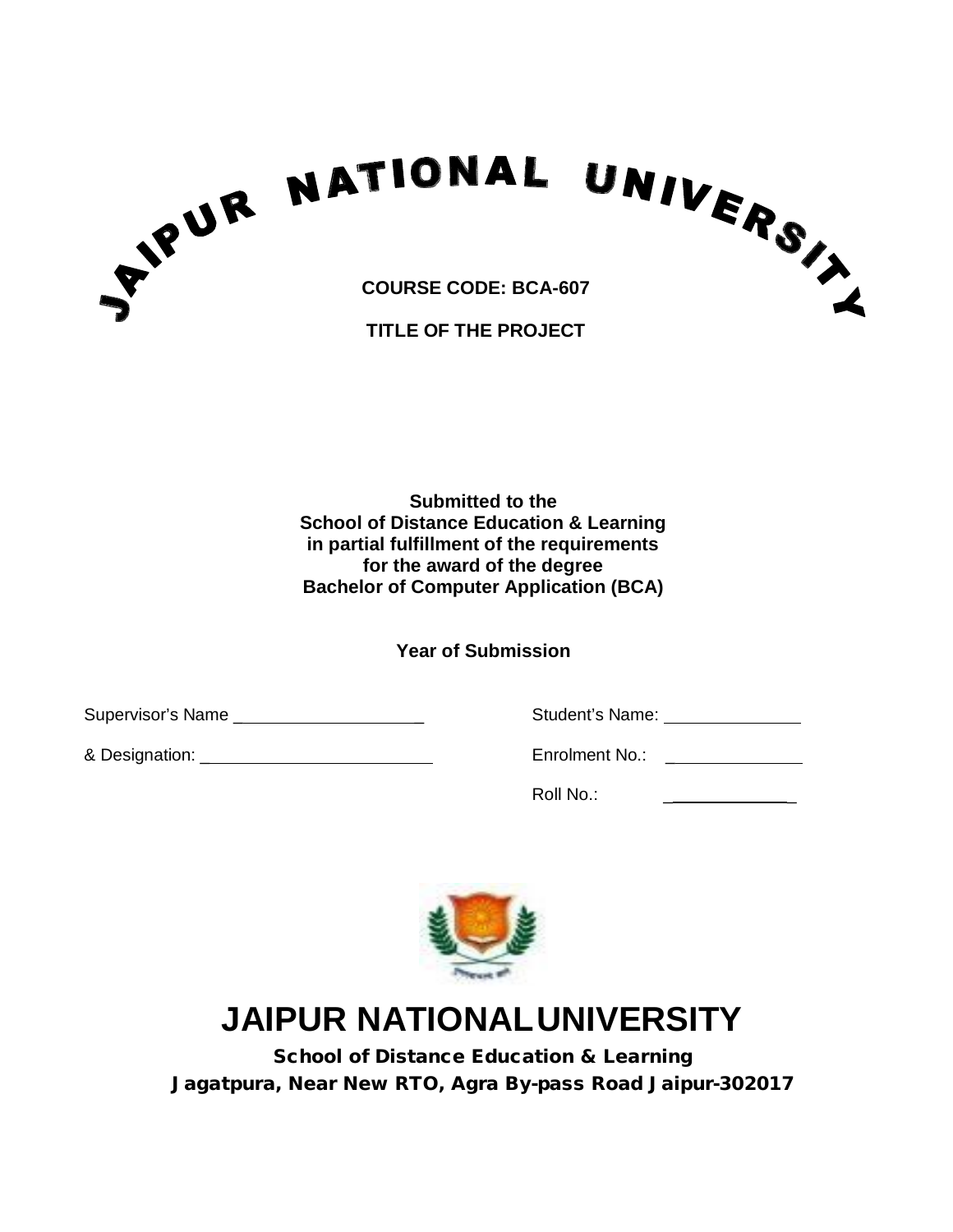# JAIPUR NATIONAL UNIVERSITY

**COURSE CODE: BCA-607**

**TITLE OF THE PROJECT**

**Submitted to the**
**School of Distance Education & Learning**
**in partial fulfillment of the requirements**
**for the award of the degree**
**Bachelor of Computer Application (BCA)**

**Year of Submission**

Supervisor's Name ____________________

& Designation: ________________________

Student's Name: ______________

Enrolment No.: ______________

Roll No.: ______________

# JAIPUR NATIONAL UNIVERSITY

**School of Distance Education & Learning**
**Jagatpura, Near New RTO, Agra By-pass Road Jaipur-302017**